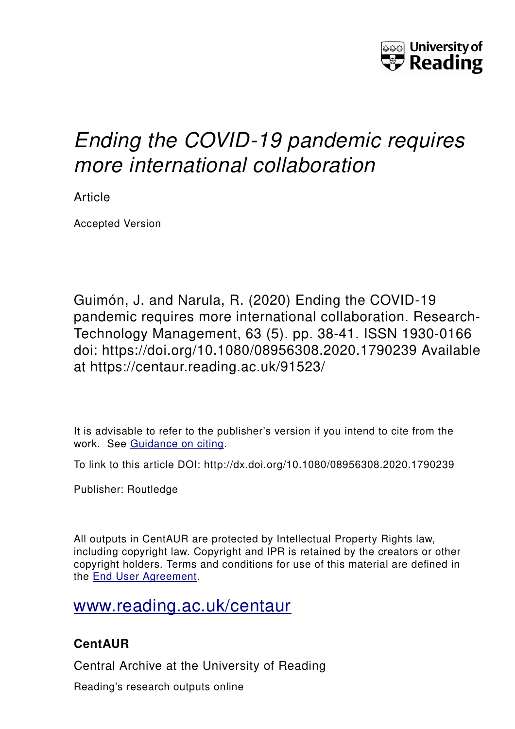University of Reading

# *Ending the COVID-19 pandemic requires more international collaboration*

Article

Accepted Version

Guimón, J. and Narula, R. (2020) Ending the COVID-19 pandemic requires more international collaboration. Research-Technology Management, 63 (5). pp. 38-41. ISSN 1930-0166 doi: https://doi.org/10.1080/08956308.2020.1790239 Available at https://centaur.reading.ac.uk/91523/

It is advisable to refer to the publisher's version if you intend to cite from the work. See Guidance on citing.

To link to this article DOI: http://dx.doi.org/10.1080/08956308.2020.1790239

Publisher: Routledge

All outputs in CentAUR are protected by Intellectual Property Rights law, including copyright law. Copyright and IPR is retained by the creators or other copyright holders. Terms and conditions for use of this material are defined in the End User Agreement.

www.reading.ac.uk/centaur

**CentAUR**

Central Archive at the University of Reading

Reading's research outputs online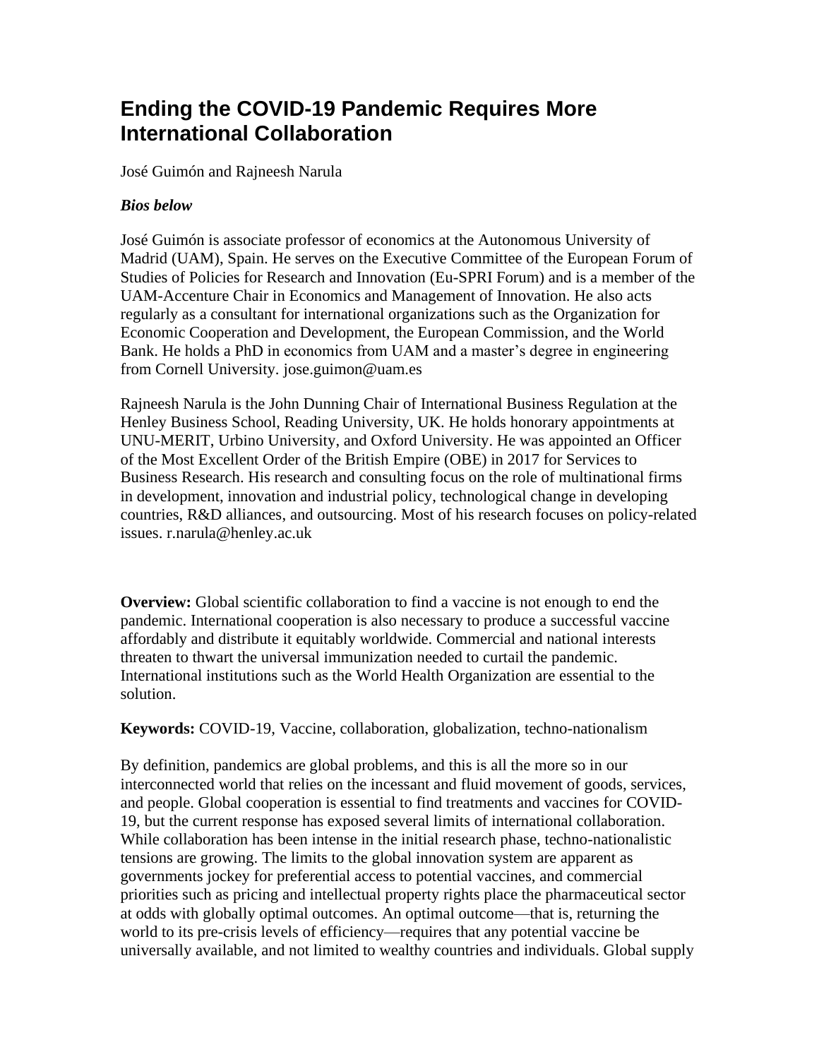# Ending the COVID-19 Pandemic Requires More International Collaboration

José Guimón and Rajneesh Narula

***Bios below***

José Guimón is associate professor of economics at the Autonomous University of Madrid (UAM), Spain. He serves on the Executive Committee of the European Forum of Studies of Policies for Research and Innovation (Eu-SPRI Forum) and is a member of the UAM-Accenture Chair in Economics and Management of Innovation. He also acts regularly as a consultant for international organizations such as the Organization for Economic Cooperation and Development, the European Commission, and the World Bank. He holds a PhD in economics from UAM and a master's degree in engineering from Cornell University. jose.guimon@uam.es

Rajneesh Narula is the John Dunning Chair of International Business Regulation at the Henley Business School, Reading University, UK. He holds honorary appointments at UNU-MERIT, Urbino University, and Oxford University. He was appointed an Officer of the Most Excellent Order of the British Empire (OBE) in 2017 for Services to Business Research. His research and consulting focus on the role of multinational firms in development, innovation and industrial policy, technological change in developing countries, R&D alliances, and outsourcing. Most of his research focuses on policy-related issues. r.narula@henley.ac.uk

**Overview:** Global scientific collaboration to find a vaccine is not enough to end the pandemic. International cooperation is also necessary to produce a successful vaccine affordably and distribute it equitably worldwide. Commercial and national interests threaten to thwart the universal immunization needed to curtail the pandemic. International institutions such as the World Health Organization are essential to the solution.

**Keywords:** COVID-19, Vaccine, collaboration, globalization, techno-nationalism

By definition, pandemics are global problems, and this is all the more so in our interconnected world that relies on the incessant and fluid movement of goods, services, and people. Global cooperation is essential to find treatments and vaccines for COVID-19, but the current response has exposed several limits of international collaboration. While collaboration has been intense in the initial research phase, techno-nationalistic tensions are growing. The limits to the global innovation system are apparent as governments jockey for preferential access to potential vaccines, and commercial priorities such as pricing and intellectual property rights place the pharmaceutical sector at odds with globally optimal outcomes. An optimal outcome—that is, returning the world to its pre-crisis levels of efficiency—requires that any potential vaccine be universally available, and not limited to wealthy countries and individuals. Global supply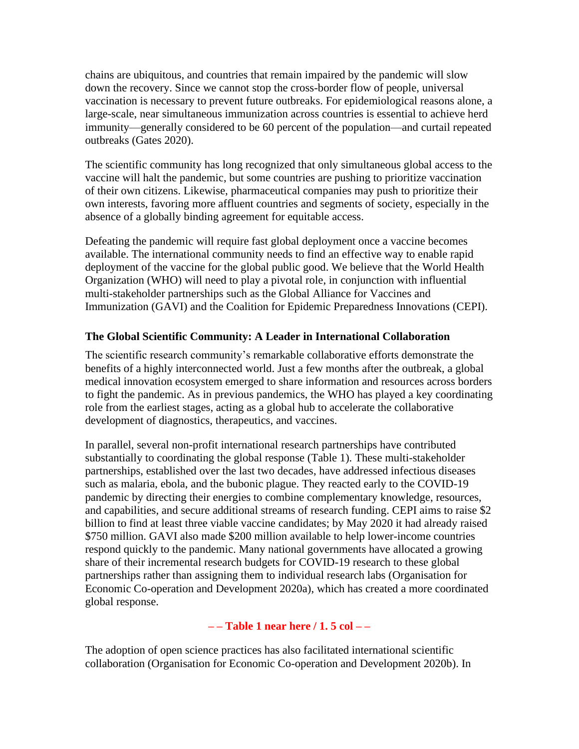chains are ubiquitous, and countries that remain impaired by the pandemic will slow down the recovery. Since we cannot stop the cross-border flow of people, universal vaccination is necessary to prevent future outbreaks. For epidemiological reasons alone, a large-scale, near simultaneous immunization across countries is essential to achieve herd immunity—generally considered to be 60 percent of the population—and curtail repeated outbreaks (Gates 2020).

The scientific community has long recognized that only simultaneous global access to the vaccine will halt the pandemic, but some countries are pushing to prioritize vaccination of their own citizens. Likewise, pharmaceutical companies may push to prioritize their own interests, favoring more affluent countries and segments of society, especially in the absence of a globally binding agreement for equitable access.

Defeating the pandemic will require fast global deployment once a vaccine becomes available. The international community needs to find an effective way to enable rapid deployment of the vaccine for the global public good. We believe that the World Health Organization (WHO) will need to play a pivotal role, in conjunction with influential multi-stakeholder partnerships such as the Global Alliance for Vaccines and Immunization (GAVI) and the Coalition for Epidemic Preparedness Innovations (CEPI).

**The Global Scientific Community: A Leader in International Collaboration**

The scientific research community's remarkable collaborative efforts demonstrate the benefits of a highly interconnected world. Just a few months after the outbreak, a global medical innovation ecosystem emerged to share information and resources across borders to fight the pandemic. As in previous pandemics, the WHO has played a key coordinating role from the earliest stages, acting as a global hub to accelerate the collaborative development of diagnostics, therapeutics, and vaccines.

In parallel, several non-profit international research partnerships have contributed substantially to coordinating the global response (Table 1). These multi-stakeholder partnerships, established over the last two decades, have addressed infectious diseases such as malaria, ebola, and the bubonic plague. They reacted early to the COVID-19 pandemic by directing their energies to combine complementary knowledge, resources, and capabilities, and secure additional streams of research funding. CEPI aims to raise $2 billion to find at least three viable vaccine candidates; by May 2020 it had already raised $750 million. GAVI also made $200 million available to help lower-income countries respond quickly to the pandemic. Many national governments have allocated a growing share of their incremental research budgets for COVID-19 research to these global partnerships rather than assigning them to individual research labs (Organisation for Economic Co-operation and Development 2020a), which has created a more coordinated global response.

**– – Table 1 near here / 1. 5 col – –**

The adoption of open science practices has also facilitated international scientific collaboration (Organisation for Economic Co-operation and Development 2020b). In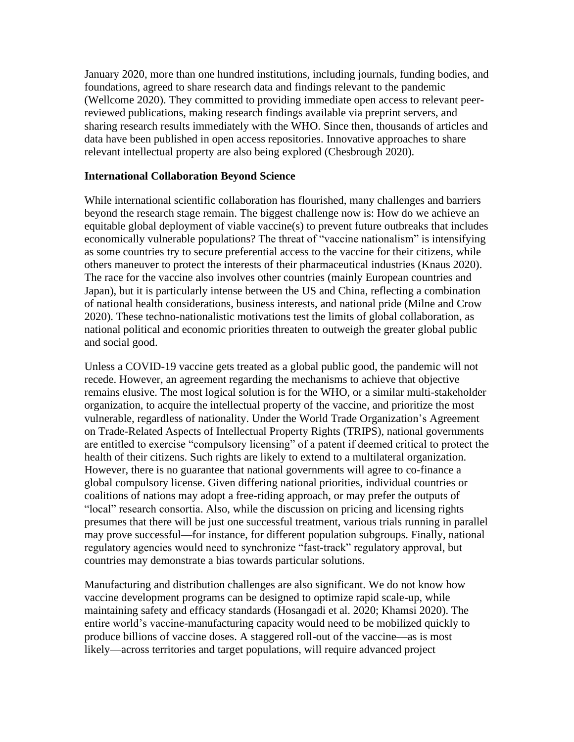January 2020, more than one hundred institutions, including journals, funding bodies, and foundations, agreed to share research data and findings relevant to the pandemic (Wellcome 2020). They committed to providing immediate open access to relevant peer-reviewed publications, making research findings available via preprint servers, and sharing research results immediately with the WHO. Since then, thousands of articles and data have been published in open access repositories. Innovative approaches to share relevant intellectual property are also being explored (Chesbrough 2020).

**International Collaboration Beyond Science**

While international scientific collaboration has flourished, many challenges and barriers beyond the research stage remain. The biggest challenge now is: How do we achieve an equitable global deployment of viable vaccine(s) to prevent future outbreaks that includes economically vulnerable populations? The threat of "vaccine nationalism" is intensifying as some countries try to secure preferential access to the vaccine for their citizens, while others maneuver to protect the interests of their pharmaceutical industries (Knaus 2020). The race for the vaccine also involves other countries (mainly European countries and Japan), but it is particularly intense between the US and China, reflecting a combination of national health considerations, business interests, and national pride (Milne and Crow 2020). These techno-nationalistic motivations test the limits of global collaboration, as national political and economic priorities threaten to outweigh the greater global public and social good.

Unless a COVID-19 vaccine gets treated as a global public good, the pandemic will not recede. However, an agreement regarding the mechanisms to achieve that objective remains elusive. The most logical solution is for the WHO, or a similar multi-stakeholder organization, to acquire the intellectual property of the vaccine, and prioritize the most vulnerable, regardless of nationality. Under the World Trade Organization's Agreement on Trade-Related Aspects of Intellectual Property Rights (TRIPS), national governments are entitled to exercise "compulsory licensing" of a patent if deemed critical to protect the health of their citizens. Such rights are likely to extend to a multilateral organization. However, there is no guarantee that national governments will agree to co-finance a global compulsory license. Given differing national priorities, individual countries or coalitions of nations may adopt a free-riding approach, or may prefer the outputs of "local" research consortia. Also, while the discussion on pricing and licensing rights presumes that there will be just one successful treatment, various trials running in parallel may prove successful—for instance, for different population subgroups. Finally, national regulatory agencies would need to synchronize "fast-track" regulatory approval, but countries may demonstrate a bias towards particular solutions.

Manufacturing and distribution challenges are also significant. We do not know how vaccine development programs can be designed to optimize rapid scale-up, while maintaining safety and efficacy standards (Hosangadi et al. 2020; Khamsi 2020). The entire world's vaccine-manufacturing capacity would need to be mobilized quickly to produce billions of vaccine doses. A staggered roll-out of the vaccine—as is most likely—across territories and target populations, will require advanced project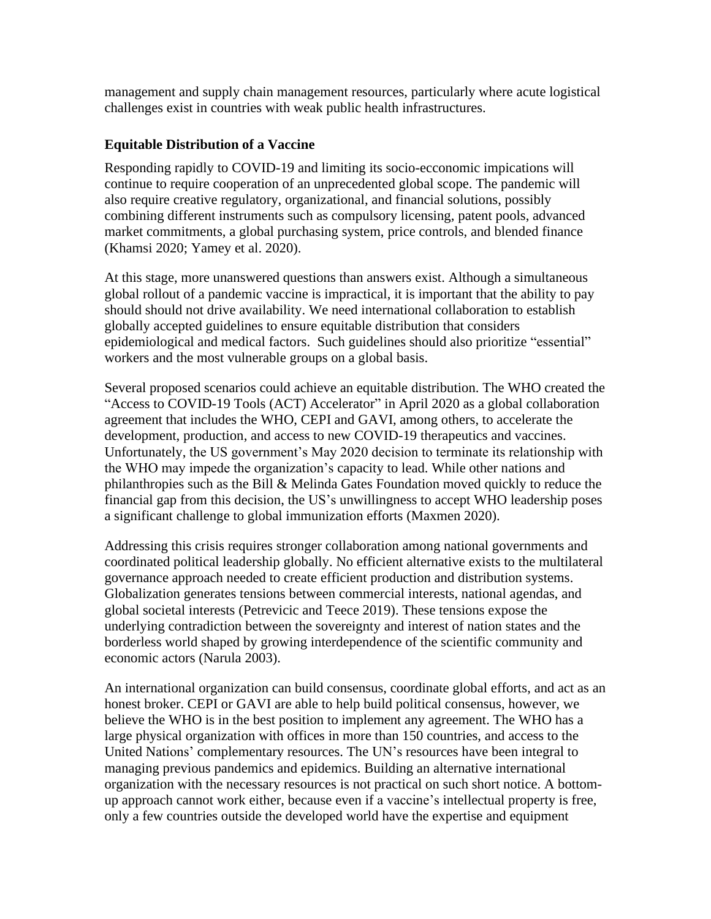management and supply chain management resources, particularly where acute logistical challenges exist in countries with weak public health infrastructures.

### Equitable Distribution of a Vaccine

Responding rapidly to COVID-19 and limiting its socio-ecconomic impications will continue to require cooperation of an unprecedented global scope. The pandemic will also require creative regulatory, organizational, and financial solutions, possibly combining different instruments such as compulsory licensing, patent pools, advanced market commitments, a global purchasing system, price controls, and blended finance (Khamsi 2020; Yamey et al. 2020).

At this stage, more unanswered questions than answers exist. Although a simultaneous global rollout of a pandemic vaccine is impractical, it is important that the ability to pay should should not drive availability. We need international collaboration to establish globally accepted guidelines to ensure equitable distribution that considers epidemiological and medical factors. Such guidelines should also prioritize "essential" workers and the most vulnerable groups on a global basis.

Several proposed scenarios could achieve an equitable distribution. The WHO created the "Access to COVID-19 Tools (ACT) Accelerator" in April 2020 as a global collaboration agreement that includes the WHO, CEPI and GAVI, among others, to accelerate the development, production, and access to new COVID-19 therapeutics and vaccines. Unfortunately, the US government's May 2020 decision to terminate its relationship with the WHO may impede the organization's capacity to lead. While other nations and philanthropies such as the Bill & Melinda Gates Foundation moved quickly to reduce the financial gap from this decision, the US's unwillingness to accept WHO leadership poses a significant challenge to global immunization efforts (Maxmen 2020).

Addressing this crisis requires stronger collaboration among national governments and coordinated political leadership globally. No efficient alternative exists to the multilateral governance approach needed to create efficient production and distribution systems. Globalization generates tensions between commercial interests, national agendas, and global societal interests (Petrevicic and Teece 2019). These tensions expose the underlying contradiction between the sovereignty and interest of nation states and the borderless world shaped by growing interdependence of the scientific community and economic actors (Narula 2003).

An international organization can build consensus, coordinate global efforts, and act as an honest broker. CEPI or GAVI are able to help build political consensus, however, we believe the WHO is in the best position to implement any agreement. The WHO has a large physical organization with offices in more than 150 countries, and access to the United Nations' complementary resources. The UN's resources have been integral to managing previous pandemics and epidemics. Building an alternative international organization with the necessary resources is not practical on such short notice. A bottom-up approach cannot work either, because even if a vaccine's intellectual property is free, only a few countries outside the developed world have the expertise and equipment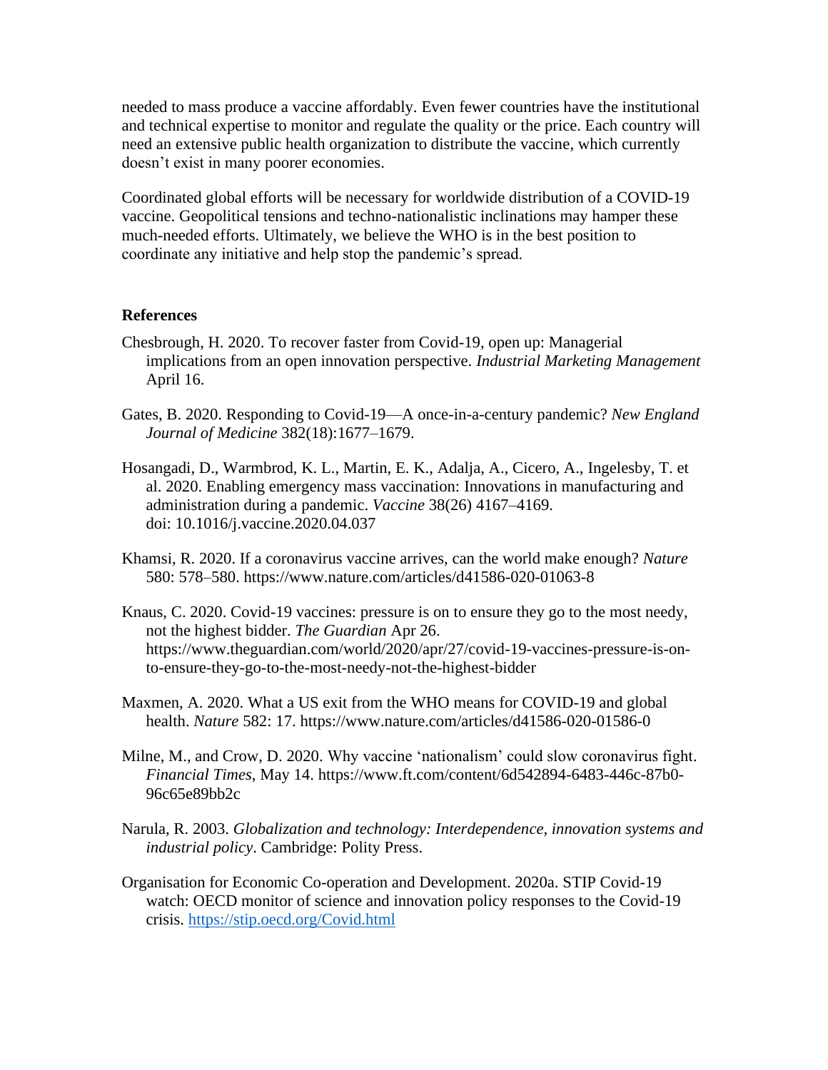needed to mass produce a vaccine affordably. Even fewer countries have the institutional and technical expertise to monitor and regulate the quality or the price. Each country will need an extensive public health organization to distribute the vaccine, which currently doesn't exist in many poorer economies.

Coordinated global efforts will be necessary for worldwide distribution of a COVID-19 vaccine. Geopolitical tensions and techno-nationalistic inclinations may hamper these much-needed efforts. Ultimately, we believe the WHO is in the best position to coordinate any initiative and help stop the pandemic's spread.

**References**

Chesbrough, H. 2020. To recover faster from Covid-19, open up: Managerial implications from an open innovation perspective. *Industrial Marketing Management* April 16.

Gates, B. 2020. Responding to Covid-19—A once-in-a-century pandemic? *New England Journal of Medicine* 382(18):1677–1679.

Hosangadi, D., Warmbrod, K. L., Martin, E. K., Adalja, A., Cicero, A., Ingelesby, T. et al. 2020. Enabling emergency mass vaccination: Innovations in manufacturing and administration during a pandemic. *Vaccine* 38(26) 4167–4169. doi: 10.1016/j.vaccine.2020.04.037

Khamsi, R. 2020. If a coronavirus vaccine arrives, can the world make enough? *Nature* 580: 578–580. https://www.nature.com/articles/d41586-020-01063-8

Knaus, C. 2020. Covid-19 vaccines: pressure is on to ensure they go to the most needy, not the highest bidder. *The Guardian* Apr 26. https://www.theguardian.com/world/2020/apr/27/covid-19-vaccines-pressure-is-on-to-ensure-they-go-to-the-most-needy-not-the-highest-bidder

Maxmen, A. 2020. What a US exit from the WHO means for COVID-19 and global health. *Nature* 582: 17. https://www.nature.com/articles/d41586-020-01586-0

Milne, M., and Crow, D. 2020. Why vaccine 'nationalism' could slow coronavirus fight. *Financial Times*, May 14. https://www.ft.com/content/6d542894-6483-446c-87b0-96c65e89bb2c

Narula, R. 2003. *Globalization and technology: Interdependence, innovation systems and industrial policy*. Cambridge: Polity Press.

Organisation for Economic Co-operation and Development. 2020a. STIP Covid-19 watch: OECD monitor of science and innovation policy responses to the Covid-19 crisis. https://stip.oecd.org/Covid.html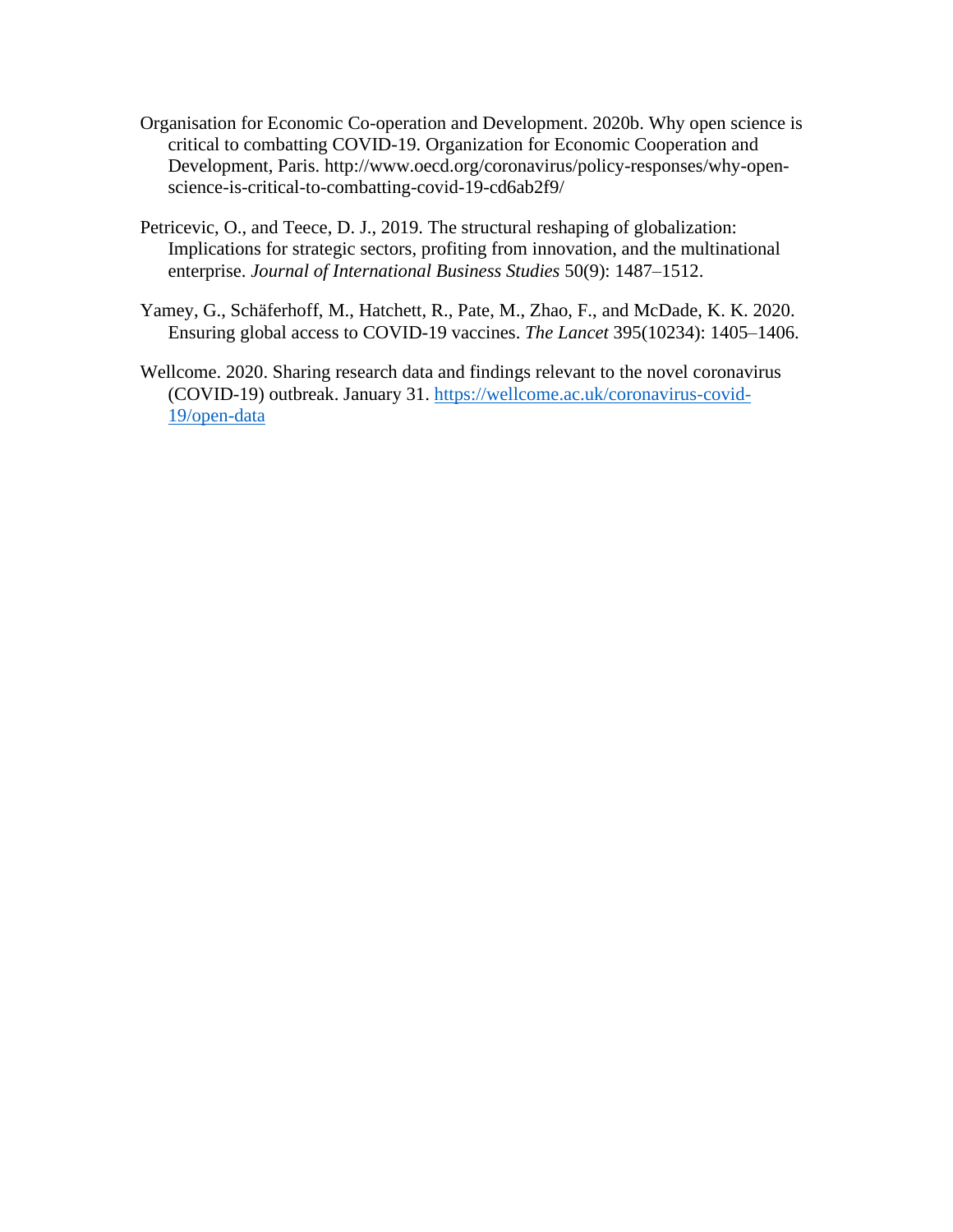Organisation for Economic Co-operation and Development. 2020b. Why open science is critical to combatting COVID-19. Organization for Economic Cooperation and Development, Paris. http://www.oecd.org/coronavirus/policy-responses/why-open-science-is-critical-to-combatting-covid-19-cd6ab2f9/

Petricevic, O., and Teece, D. J., 2019. The structural reshaping of globalization: Implications for strategic sectors, profiting from innovation, and the multinational enterprise. *Journal of International Business Studies* 50(9): 1487–1512.

Yamey, G., Schäferhoff, M., Hatchett, R., Pate, M., Zhao, F., and McDade, K. K. 2020. Ensuring global access to COVID-19 vaccines. *The Lancet* 395(10234): 1405–1406.

Wellcome. 2020. Sharing research data and findings relevant to the novel coronavirus (COVID-19) outbreak. January 31. [https://wellcome.ac.uk/coronavirus-covid-19/open-data](https://wellcome.ac.uk/coronavirus-covid-19/open-data)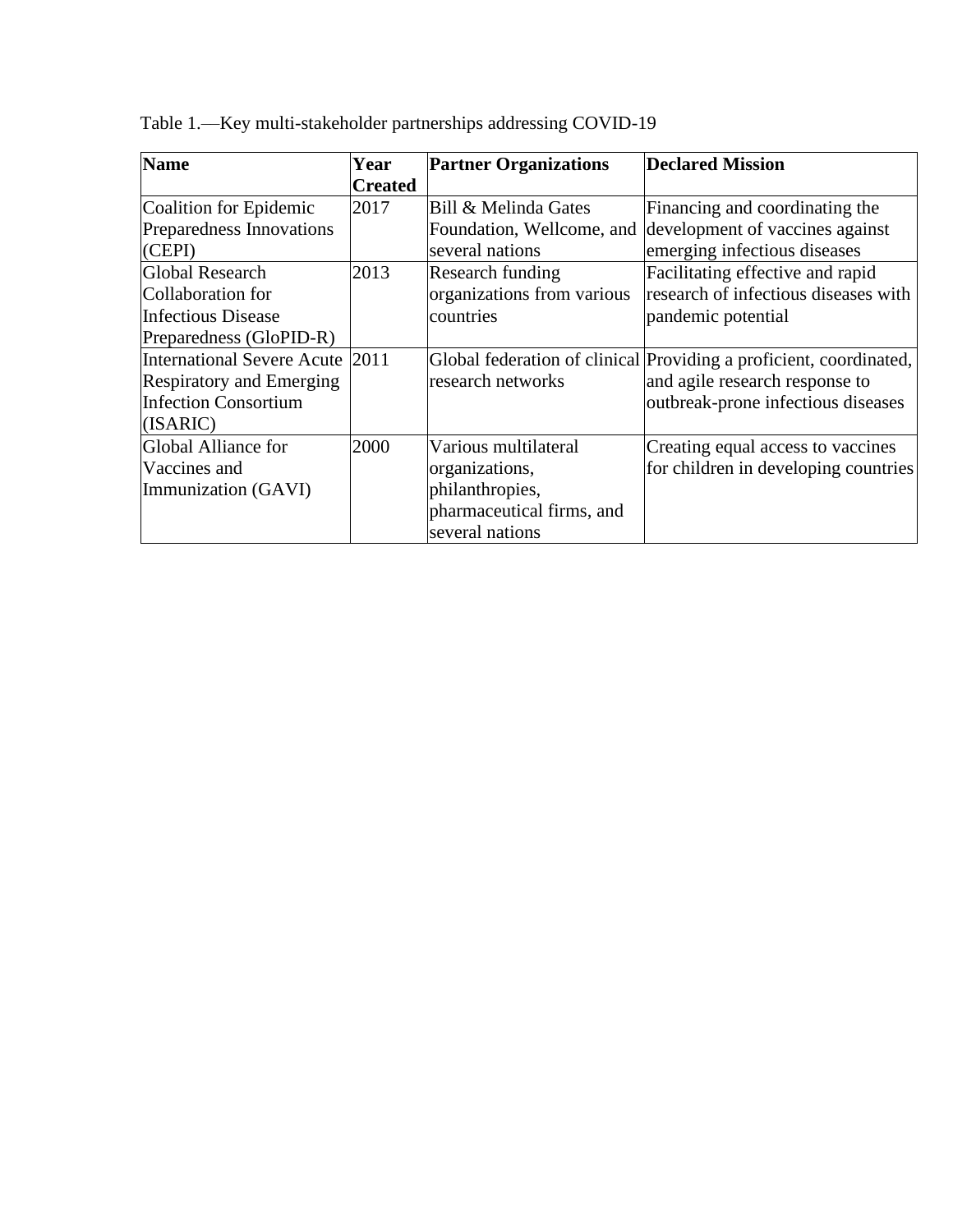Table 1.—Key multi-stakeholder partnerships addressing COVID-19

| Name | Year Created | Partner Organizations | Declared Mission |
| --- | --- | --- | --- |
| Coalition for Epidemic Preparedness Innovations (CEPI) | 2017 | Bill & Melinda Gates Foundation, Wellcome, and several nations | Financing and coordinating the development of vaccines against emerging infectious diseases |
| Global Research Collaboration for Infectious Disease Preparedness (GloPID-R) | 2013 | Research funding organizations from various countries | Facilitating effective and rapid research of infectious diseases with pandemic potential |
| International Severe Acute Respiratory and Emerging Infection Consortium (ISARIC) | 2011 | Global federation of clinical research networks | Providing a proficient, coordinated, and agile research response to outbreak-prone infectious diseases |
| Global Alliance for Vaccines and Immunization (GAVI) | 2000 | Various multilateral organizations, philanthropies, pharmaceutical firms, and several nations | Creating equal access to vaccines for children in developing countries |